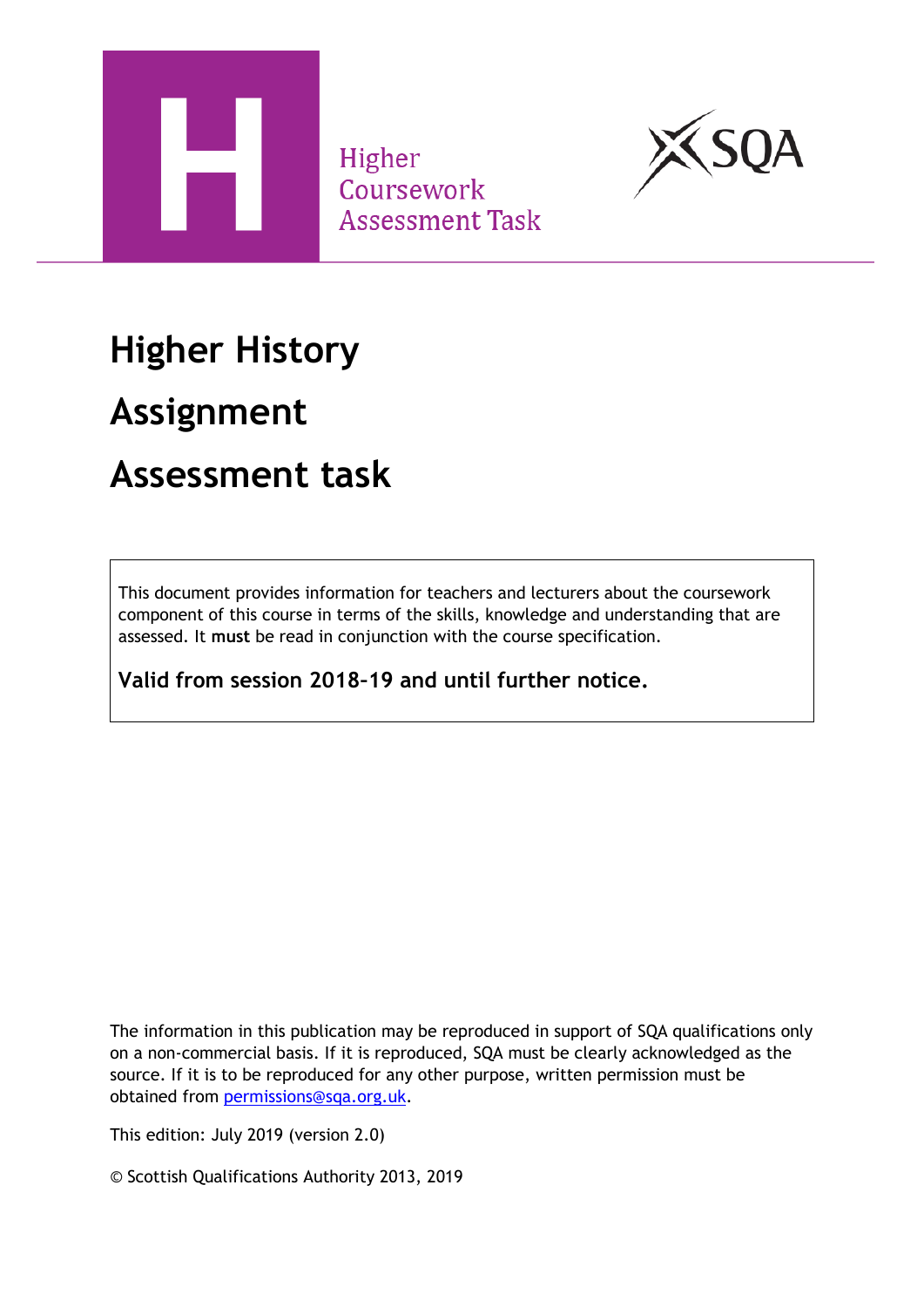Higher
Coursework
Assessment Task

# Higher History

# Assignment

# Assessment task

This document provides information for teachers and lecturers about the coursework component of this course in terms of the skills, knowledge and understanding that are assessed. It **must** be read in conjunction with the course specification.

**Valid from session 2018-19 and until further notice.**

The information in this publication may be reproduced in support of SQA qualifications only on a non-commercial basis. If it is reproduced, SQA must be clearly acknowledged as the source. If it is to be reproduced for any other purpose, written permission must be obtained from permissions@sqa.org.uk.

This edition: July 2019 (version 2.0)

© Scottish Qualifications Authority 2013, 2019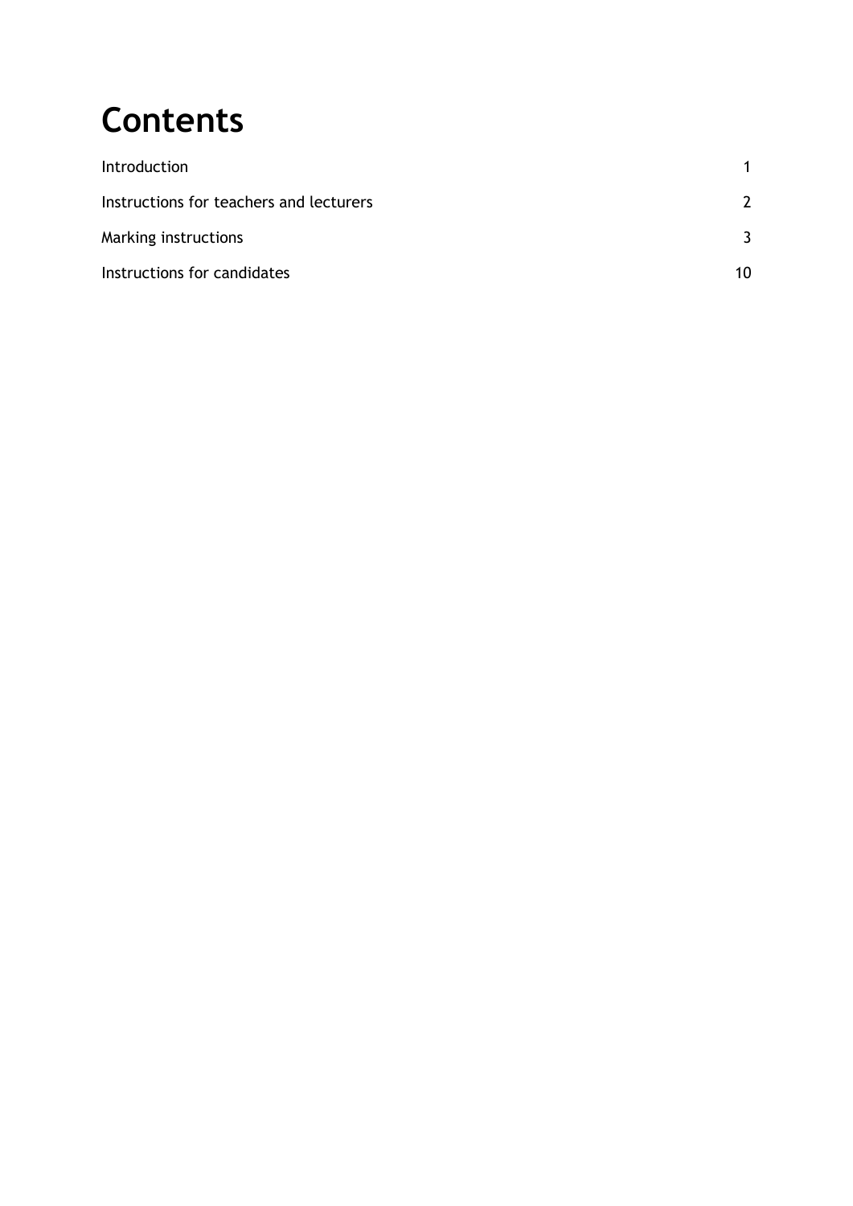# Contents

| | |
|---|---|
| Introduction | 1 |
| Instructions for teachers and lecturers | 2 |
| Marking instructions | 3 |
| Instructions for candidates | 10 |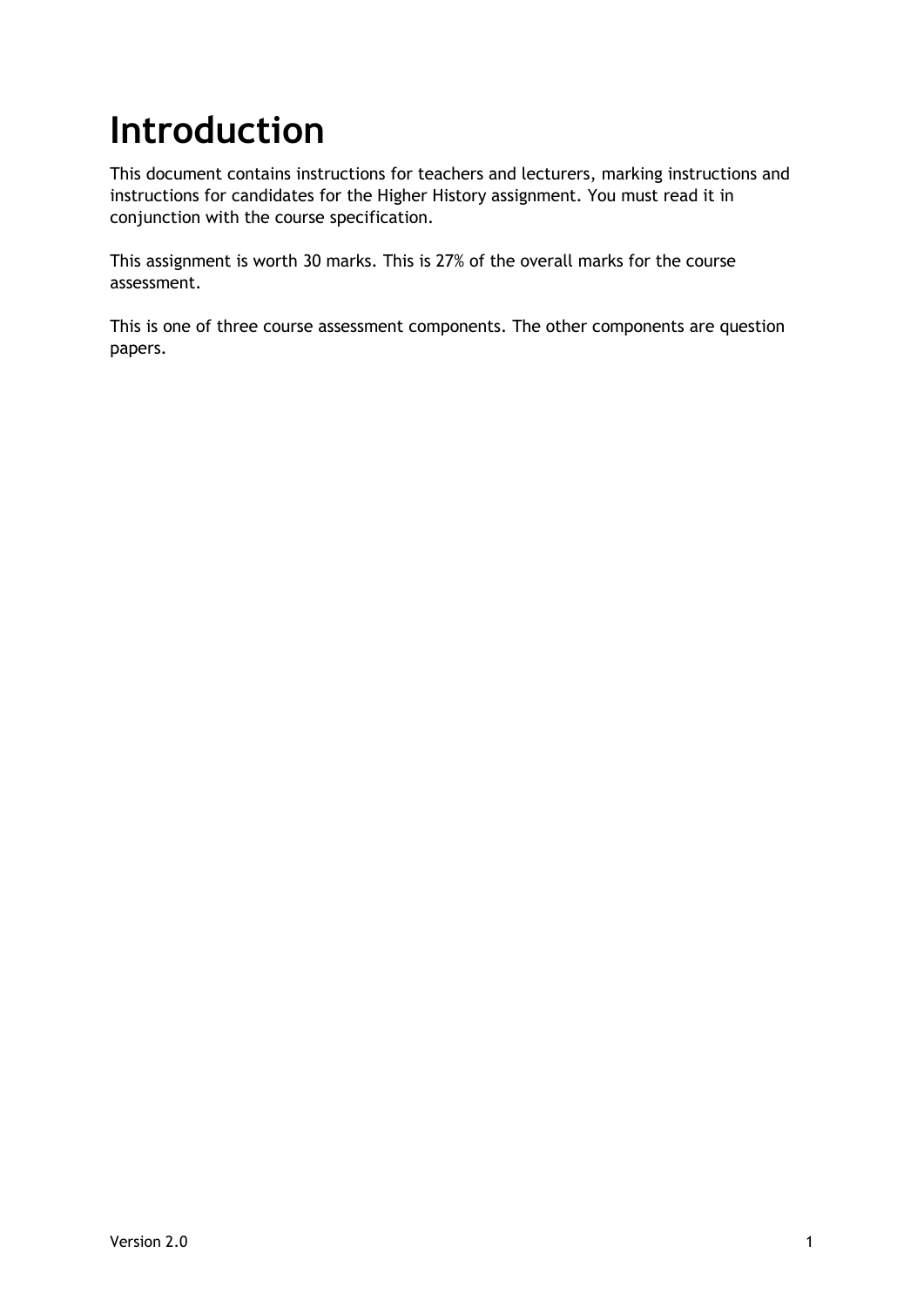# Introduction

This document contains instructions for teachers and lecturers, marking instructions and instructions for candidates for the Higher History assignment. You must read it in conjunction with the course specification.

This assignment is worth 30 marks. This is 27% of the overall marks for the course assessment.

This is one of three course assessment components. The other components are question papers.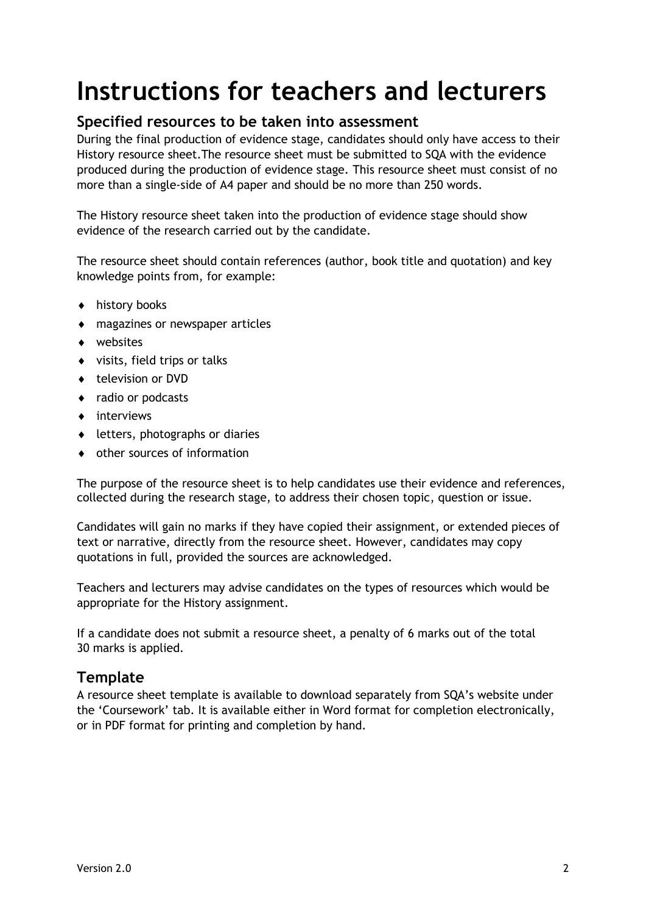# Instructions for teachers and lecturers

## Specified resources to be taken into assessment

During the final production of evidence stage, candidates should only have access to their History resource sheet.The resource sheet must be submitted to SQA with the evidence produced during the production of evidence stage. This resource sheet must consist of no more than a single-side of A4 paper and should be no more than 250 words.

The History resource sheet taken into the production of evidence stage should show evidence of the research carried out by the candidate.

The resource sheet should contain references (author, book title and quotation) and key knowledge points from, for example:

- history books
- magazines or newspaper articles
- websites
- visits, field trips or talks
- television or DVD
- radio or podcasts
- interviews
- letters, photographs or diaries
- other sources of information

The purpose of the resource sheet is to help candidates use their evidence and references, collected during the research stage, to address their chosen topic, question or issue.

Candidates will gain no marks if they have copied their assignment, or extended pieces of text or narrative, directly from the resource sheet. However, candidates may copy quotations in full, provided the sources are acknowledged.

Teachers and lecturers may advise candidates on the types of resources which would be appropriate for the History assignment.

If a candidate does not submit a resource sheet, a penalty of 6 marks out of the total 30 marks is applied.

## Template

A resource sheet template is available to download separately from SQA's website under the 'Coursework' tab. It is available either in Word format for completion electronically, or in PDF format for printing and completion by hand.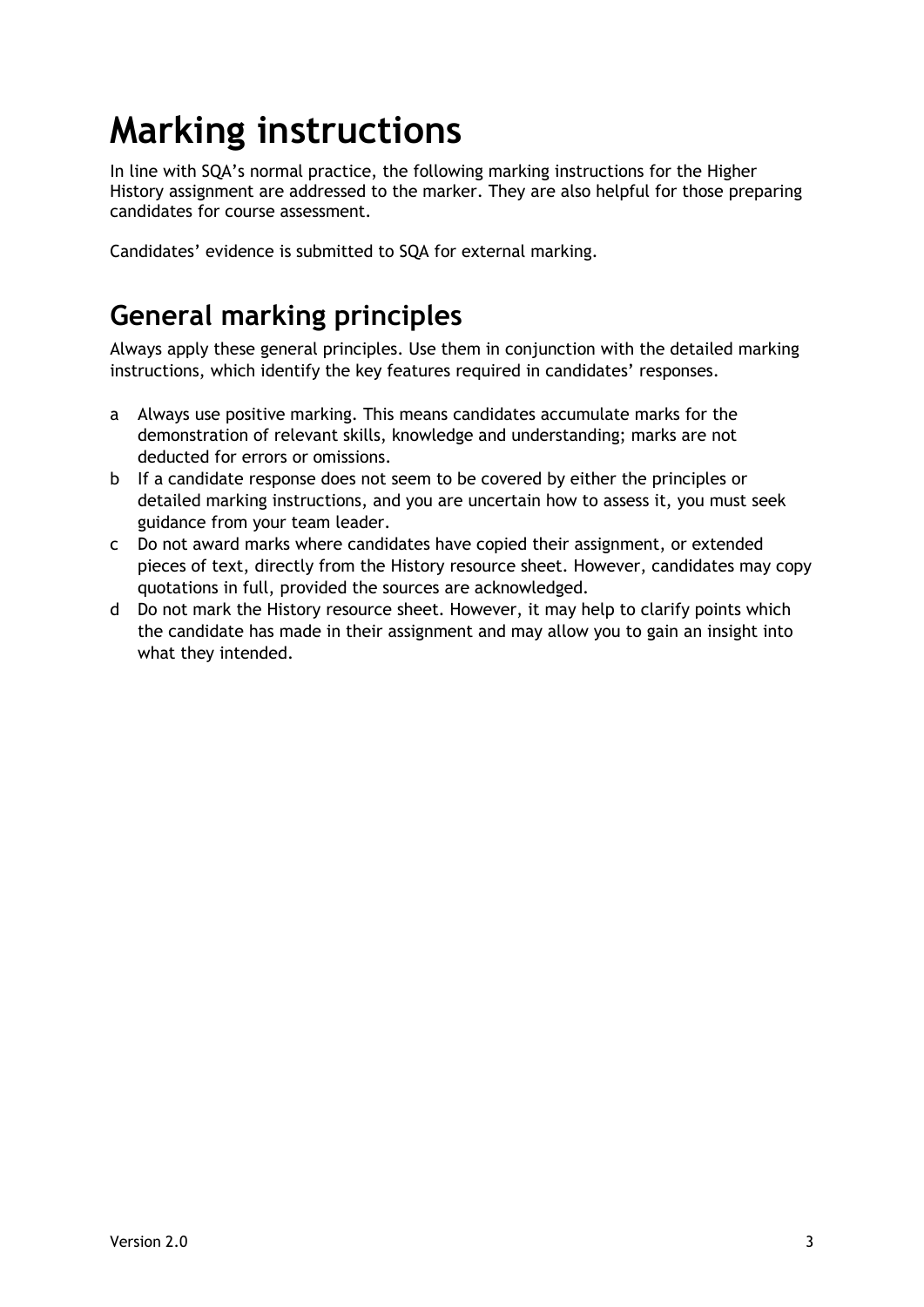# Marking instructions

In line with SQA's normal practice, the following marking instructions for the Higher History assignment are addressed to the marker. They are also helpful for those preparing candidates for course assessment.

Candidates' evidence is submitted to SQA for external marking.

## General marking principles

Always apply these general principles. Use them in conjunction with the detailed marking instructions, which identify the key features required in candidates' responses.

a Always use positive marking. This means candidates accumulate marks for the demonstration of relevant skills, knowledge and understanding; marks are not deducted for errors or omissions.

b If a candidate response does not seem to be covered by either the principles or detailed marking instructions, and you are uncertain how to assess it, you must seek guidance from your team leader.

c Do not award marks where candidates have copied their assignment, or extended pieces of text, directly from the History resource sheet. However, candidates may copy quotations in full, provided the sources are acknowledged.

d Do not mark the History resource sheet. However, it may help to clarify points which the candidate has made in their assignment and may allow you to gain an insight into what they intended.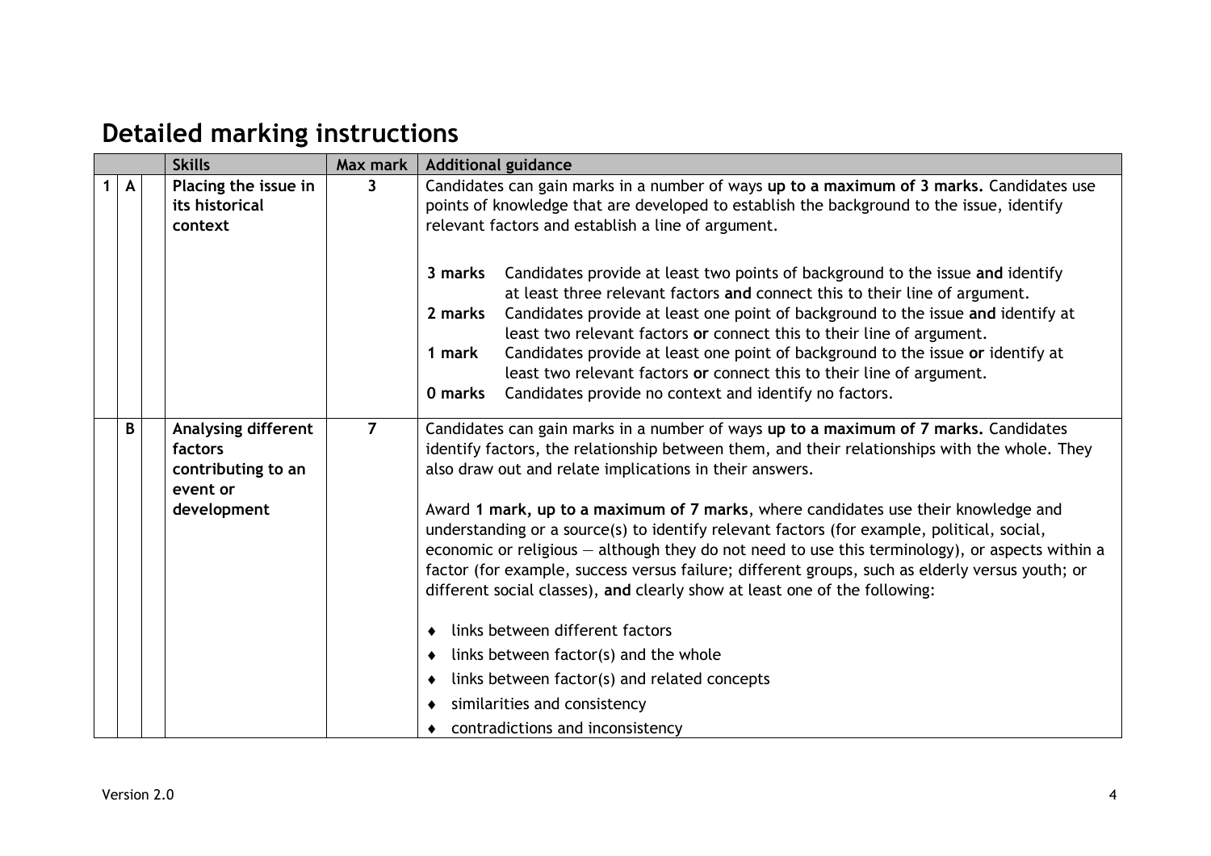# Detailed marking instructions

| | | | Skills | Max mark | Additional guidance |
|---|---|---|---|---|---|
| 1 | A | | **Placing the issue in its historical context** | 3 | Candidates can gain marks in a number of ways **up to a maximum of 3 marks.** Candidates use points of knowledge that are developed to establish the background to the issue, identify relevant factors and establish a line of argument.<br><br>**3 marks** Candidates provide at least two points of background to the issue **and** identify at least three relevant factors **and** connect this to their line of argument.<br>**2 marks** Candidates provide at least one point of background to the issue **and** identify at least two relevant factors **or** connect this to their line of argument.<br>**1 mark** Candidates provide at least one point of background to the issue **or** identify at least two relevant factors **or** connect this to their line of argument.<br>**0 marks** Candidates provide no context and identify no factors. |
| | B | | **Analysing different factors contributing to an event or development** | 7 | Candidates can gain marks in a number of ways **up to a maximum of 7 marks.** Candidates identify factors, the relationship between them, and their relationships with the whole. They also draw out and relate implications in their answers.<br><br>Award **1 mark, up to a maximum of 7 marks**, where candidates use their knowledge and understanding or a source(s) to identify relevant factors (for example, political, social, economic or religious — although they do not need to use this terminology), or aspects within a factor (for example, success versus failure; different groups, such as elderly versus youth; or different social classes), **and** clearly show at least one of the following:<br><br>♦ links between different factors<br>♦ links between factor(s) and the whole<br>♦ links between factor(s) and related concepts<br>♦ similarities and consistency<br>♦ contradictions and inconsistency |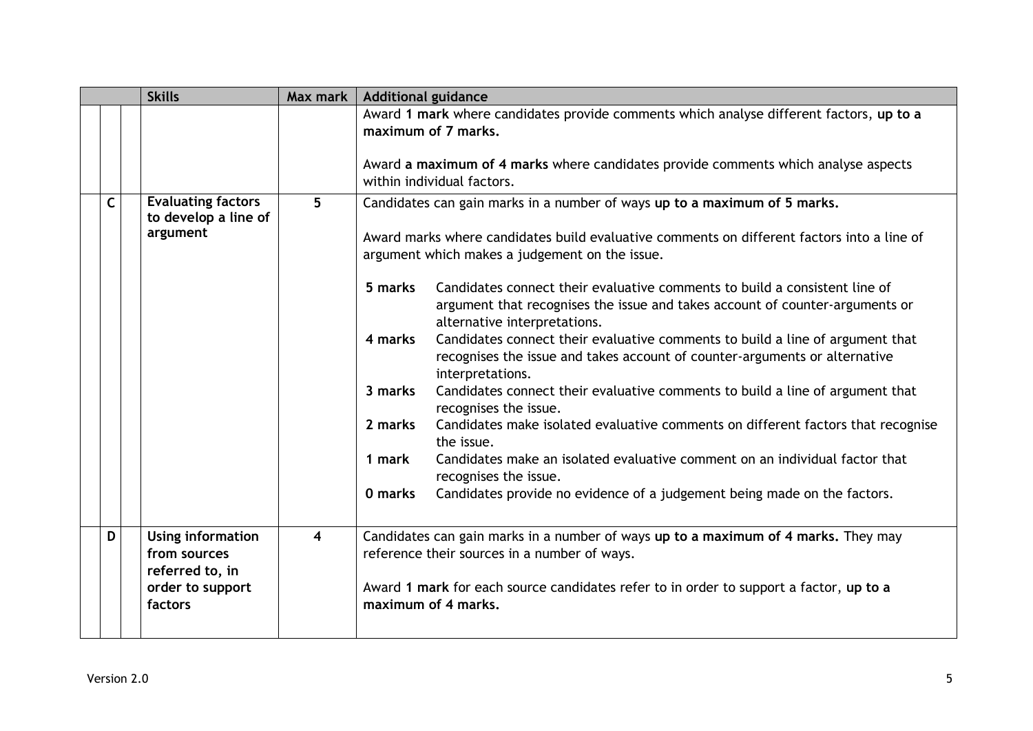| | | Skills | Max mark | Additional guidance |
|---|---|---|---|---|
| | | | | Award **1 mark** where candidates provide comments which analyse different factors, **up to a maximum of 7 marks.**<br><br>Award **a maximum of 4 marks** where candidates provide comments which analyse aspects within individual factors. |
| C | | **Evaluating factors to develop a line of argument** | **5** | Candidates can gain marks in a number of ways **up to a maximum of 5 marks.**<br><br>Award marks where candidates build evaluative comments on different factors into a line of argument which makes a judgement on the issue.<br><br>**5 marks** Candidates connect their evaluative comments to build a consistent line of argument that recognises the issue and takes account of counter-arguments or alternative interpretations.<br>**4 marks** Candidates connect their evaluative comments to build a line of argument that recognises the issue and takes account of counter-arguments or alternative interpretations.<br>**3 marks** Candidates connect their evaluative comments to build a line of argument that recognises the issue.<br>**2 marks** Candidates make isolated evaluative comments on different factors that recognise the issue.<br>**1 mark** Candidates make an isolated evaluative comment on an individual factor that recognises the issue.<br>**0 marks** Candidates provide no evidence of a judgement being made on the factors. |
| D | | **Using information from sources referred to, in order to support factors** | **4** | Candidates can gain marks in a number of ways **up to a maximum of 4 marks.** They may reference their sources in a number of ways.<br><br>Award **1 mark** for each source candidates refer to in order to support a factor, **up to a maximum of 4 marks.** |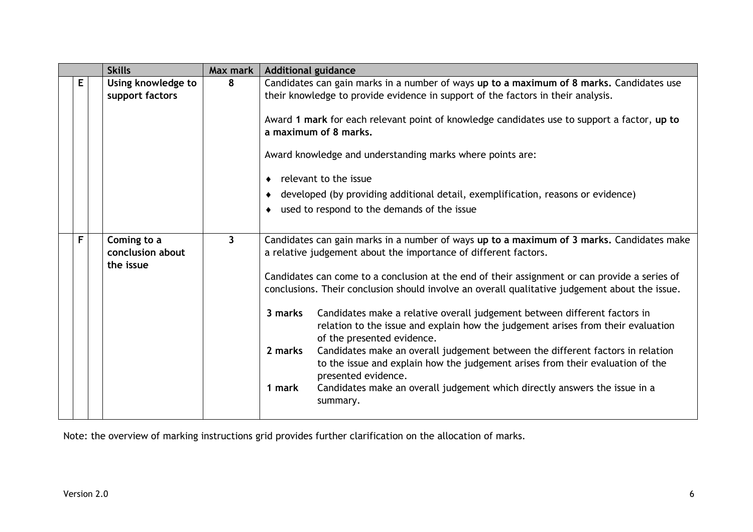| | Skills | Max mark | Additional guidance |
|---|---|---|---|
| E | **Using knowledge to support factors** | **8** | Candidates can gain marks in a number of ways **up to a maximum of 8 marks.** Candidates use their knowledge to provide evidence in support of the factors in their analysis.<br><br>Award **1 mark** for each relevant point of knowledge candidates use to support a factor, **up to a maximum of 8 marks.**<br><br>Award knowledge and understanding marks where points are:<br><br>♦ relevant to the issue<br>♦ developed (by providing additional detail, exemplification, reasons or evidence)<br>♦ used to respond to the demands of the issue |
| F | **Coming to a conclusion about the issue** | **3** | Candidates can gain marks in a number of ways **up to a maximum of 3 marks.** Candidates make a relative judgement about the importance of different factors.<br><br>Candidates can come to a conclusion at the end of their assignment or can provide a series of conclusions. Their conclusion should involve an overall qualitative judgement about the issue.<br><br>**3 marks** Candidates make a relative overall judgement between different factors in relation to the issue and explain how the judgement arises from their evaluation of the presented evidence.<br>**2 marks** Candidates make an overall judgement between the different factors in relation to the issue and explain how the judgement arises from their evaluation of the presented evidence.<br>**1 mark** Candidates make an overall judgement which directly answers the issue in a summary. |

Note: the overview of marking instructions grid provides further clarification on the allocation of marks.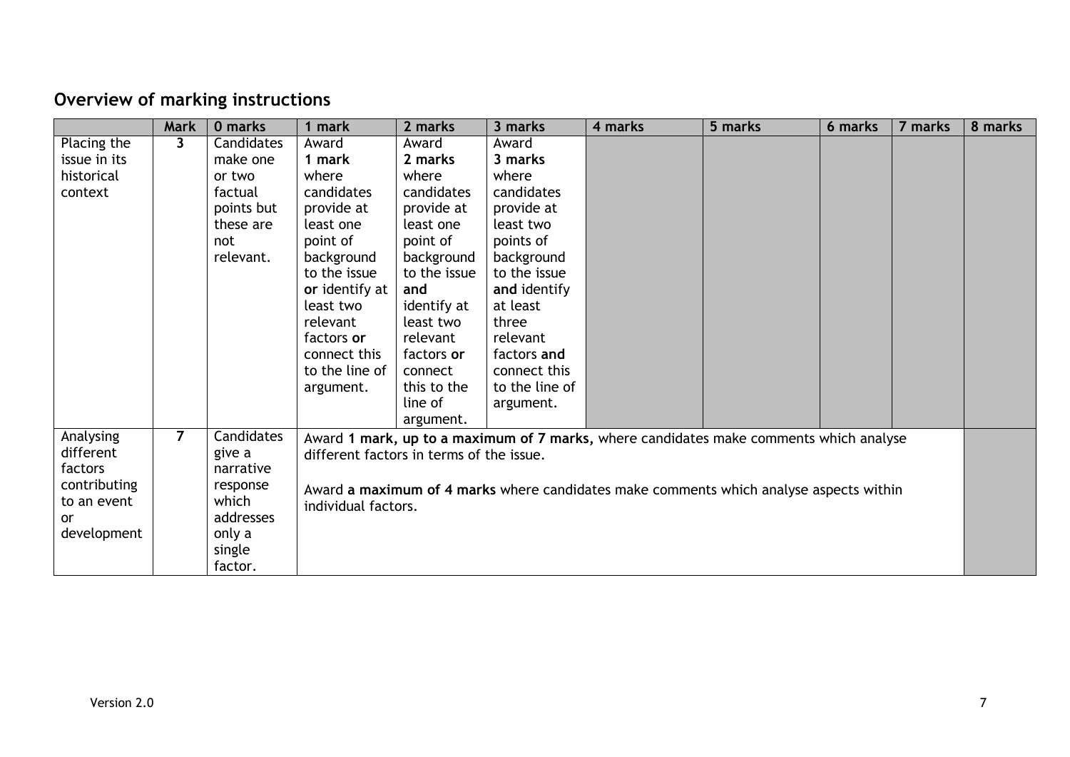## Overview of marking instructions

| | Mark | 0 marks | 1 mark | 2 marks | 3 marks | 4 marks | 5 marks | 6 marks | 7 marks | 8 marks |
|---|---|---|---|---|---|---|---|---|---|---|
| Placing the issue in its historical context | 3 | Candidates make one or two factual points but these are not relevant. | Award **1 mark** where candidates provide at least one point of background to the issue **or** identify at least two relevant factors **or** connect this to the line of argument. | Award **2 marks** where candidates provide at least one point of background to the issue **and** identify at least two relevant factors **or** connect this to the line of argument. | Award **3 marks** where candidates provide at least two points of background to the issue **and** identify at least three relevant factors **and** connect this to the line of argument. | | | | | |
| Analysing different factors contributing to an event or development | 7 | Candidates give a narrative response which addresses only a single factor. | Award **1 mark, up to a maximum of 7 marks,** where candidates make comments which analyse different factors in terms of the issue. Award **a maximum of 4 marks** where candidates make comments which analyse aspects within individual factors. | | | | | | | |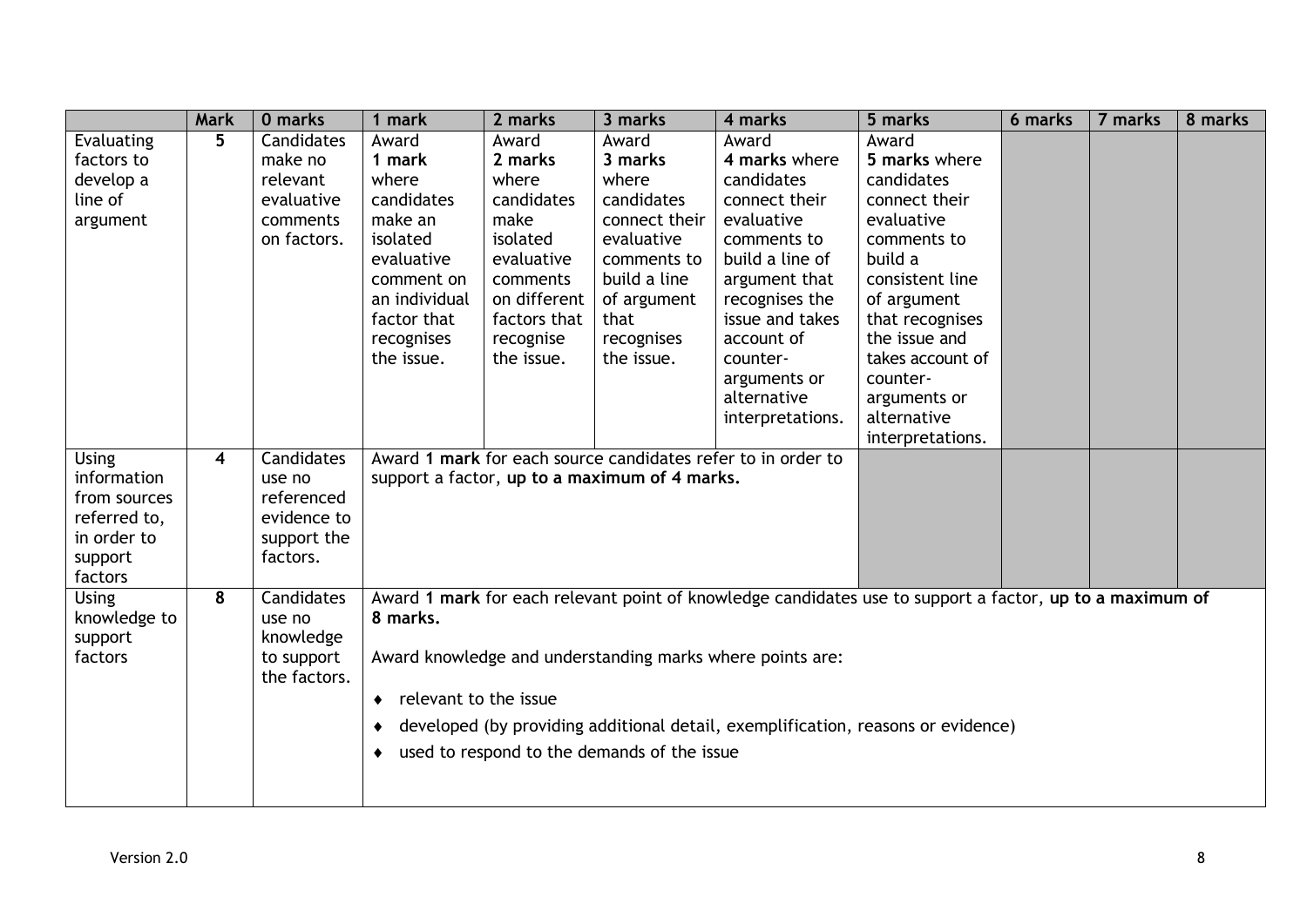| | Mark | 0 marks | 1 mark | 2 marks | 3 marks | 4 marks | 5 marks | 6 marks | 7 marks | 8 marks |
|---|---|---|---|---|---|---|---|---|---|---|
| Evaluating factors to develop a line of argument | 5 | Candidates make no relevant evaluative comments on factors. | Award **1 mark** where candidates make an isolated evaluative comment on an individual factor that recognises the issue. | Award **2 marks** where candidates make isolated evaluative comments on different factors that recognise the issue. | Award **3 marks** where candidates connect their evaluative comments to build a line of argument that recognises the issue. | Award **4 marks** where candidates connect their evaluative comments to build a line of argument that recognises the issue and takes account of counter-arguments or alternative interpretations. | Award **5 marks** where candidates connect their evaluative comments to build a consistent line of argument that recognises the issue and takes account of counter-arguments or alternative interpretations. | | | |
| Using information from sources referred to, in order to support factors | 4 | Candidates use no referenced evidence to support the factors. | Award **1 mark** for each source candidates refer to in order to support a factor, **up to a maximum of 4 marks.** | | | | | | | |
| Using knowledge to support factors | 8 | Candidates use no knowledge to support the factors. | Award **1 mark** for each relevant point of knowledge candidates use to support a factor, **up to a maximum of 8 marks.**<br><br>Award knowledge and understanding marks where points are:<br><br>♦ relevant to the issue<br>♦ developed (by providing additional detail, exemplification, reasons or evidence)<br>♦ used to respond to the demands of the issue | | | | | | | |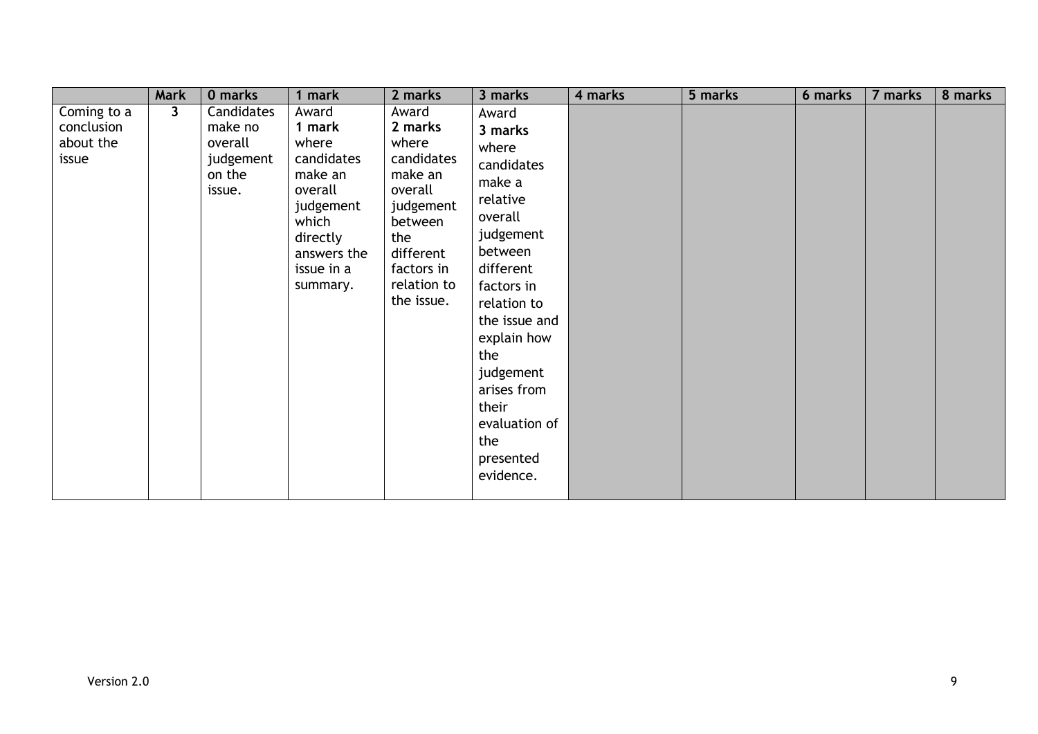| | Mark | 0 marks | 1 mark | 2 marks | 3 marks | 4 marks | 5 marks | 6 marks | 7 marks | 8 marks |
|---|---|---|---|---|---|---|---|---|---|---|
| Coming to a conclusion about the issue | **3** | Candidates make no overall judgement on the issue. | Award **1 mark** where candidates make an overall judgement which directly answers the issue in a summary. | Award **2 marks** where candidates make an overall judgement between the different factors in relation to the issue. | Award **3 marks** where candidates make a relative overall judgement between different factors in relation to the issue and explain how the judgement arises from their evaluation of the presented evidence. | | | | | |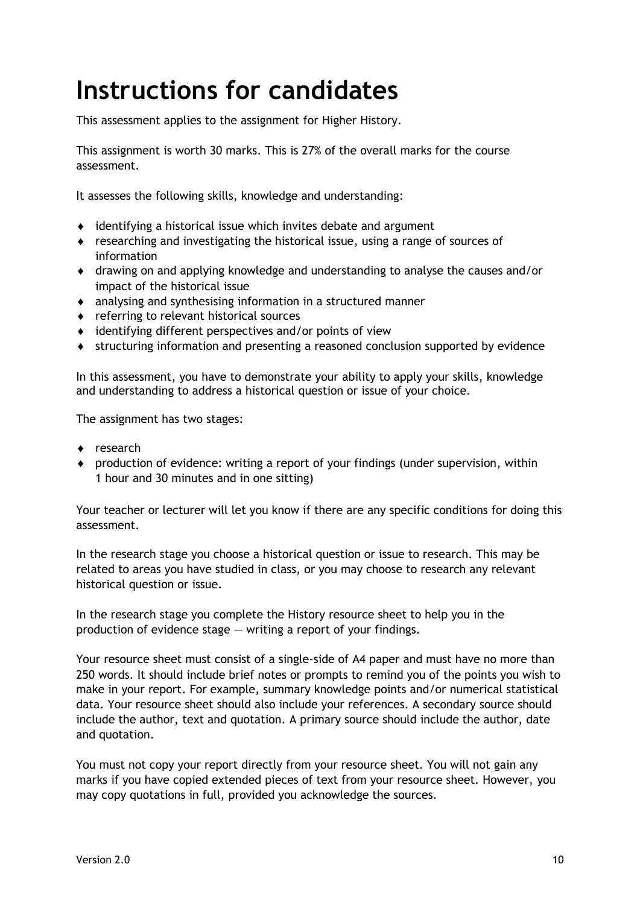# Instructions for candidates

This assessment applies to the assignment for Higher History.

This assignment is worth 30 marks. This is 27% of the overall marks for the course assessment.

It assesses the following skills, knowledge and understanding:

- identifying a historical issue which invites debate and argument
- researching and investigating the historical issue, using a range of sources of information
- drawing on and applying knowledge and understanding to analyse the causes and/or impact of the historical issue
- analysing and synthesising information in a structured manner
- referring to relevant historical sources
- identifying different perspectives and/or points of view
- structuring information and presenting a reasoned conclusion supported by evidence

In this assessment, you have to demonstrate your ability to apply your skills, knowledge and understanding to address a historical question or issue of your choice.

The assignment has two stages:

- research
- production of evidence: writing a report of your findings (under supervision, within 1 hour and 30 minutes and in one sitting)

Your teacher or lecturer will let you know if there are any specific conditions for doing this assessment.

In the research stage you choose a historical question or issue to research. This may be related to areas you have studied in class, or you may choose to research any relevant historical question or issue.

In the research stage you complete the History resource sheet to help you in the production of evidence stage — writing a report of your findings.

Your resource sheet must consist of a single-side of A4 paper and must have no more than 250 words. It should include brief notes or prompts to remind you of the points you wish to make in your report. For example, summary knowledge points and/or numerical statistical data. Your resource sheet should also include your references. A secondary source should include the author, text and quotation. A primary source should include the author, date and quotation.

You must not copy your report directly from your resource sheet. You will not gain any marks if you have copied extended pieces of text from your resource sheet. However, you may copy quotations in full, provided you acknowledge the sources.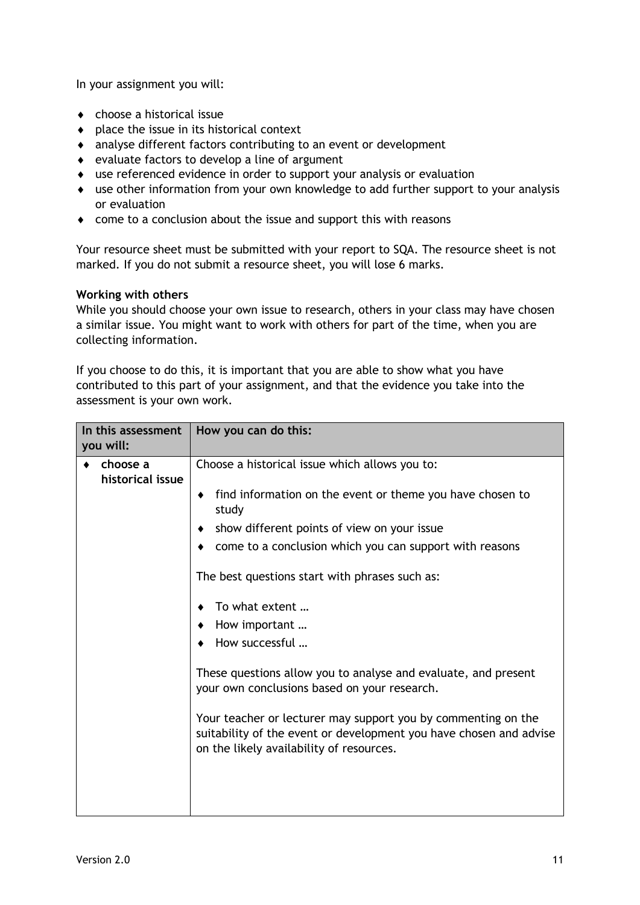In your assignment you will:

- choose a historical issue
- place the issue in its historical context
- analyse different factors contributing to an event or development
- evaluate factors to develop a line of argument
- use referenced evidence in order to support your analysis or evaluation
- use other information from your own knowledge to add further support to your analysis or evaluation
- come to a conclusion about the issue and support this with reasons

Your resource sheet must be submitted with your report to SQA. The resource sheet is not marked. If you do not submit a resource sheet, you will lose 6 marks.

**Working with others**

While you should choose your own issue to research, others in your class may have chosen a similar issue. You might want to work with others for part of the time, when you are collecting information.

If you choose to do this, it is important that you are able to show what you have contributed to this part of your assignment, and that the evidence you take into the assessment is your own work.

| In this assessment you will: | How you can do this: |
|---|---|
| ♦ **choose a historical issue** | Choose a historical issue which allows you to:<br><br>♦ find information on the event or theme you have chosen to study<br>♦ show different points of view on your issue<br>♦ come to a conclusion which you can support with reasons<br><br>The best questions start with phrases such as:<br><br>♦ To what extent …<br>♦ How important …<br>♦ How successful …<br><br>These questions allow you to analyse and evaluate, and present your own conclusions based on your research.<br><br>Your teacher or lecturer may support you by commenting on the suitability of the event or development you have chosen and advise on the likely availability of resources. |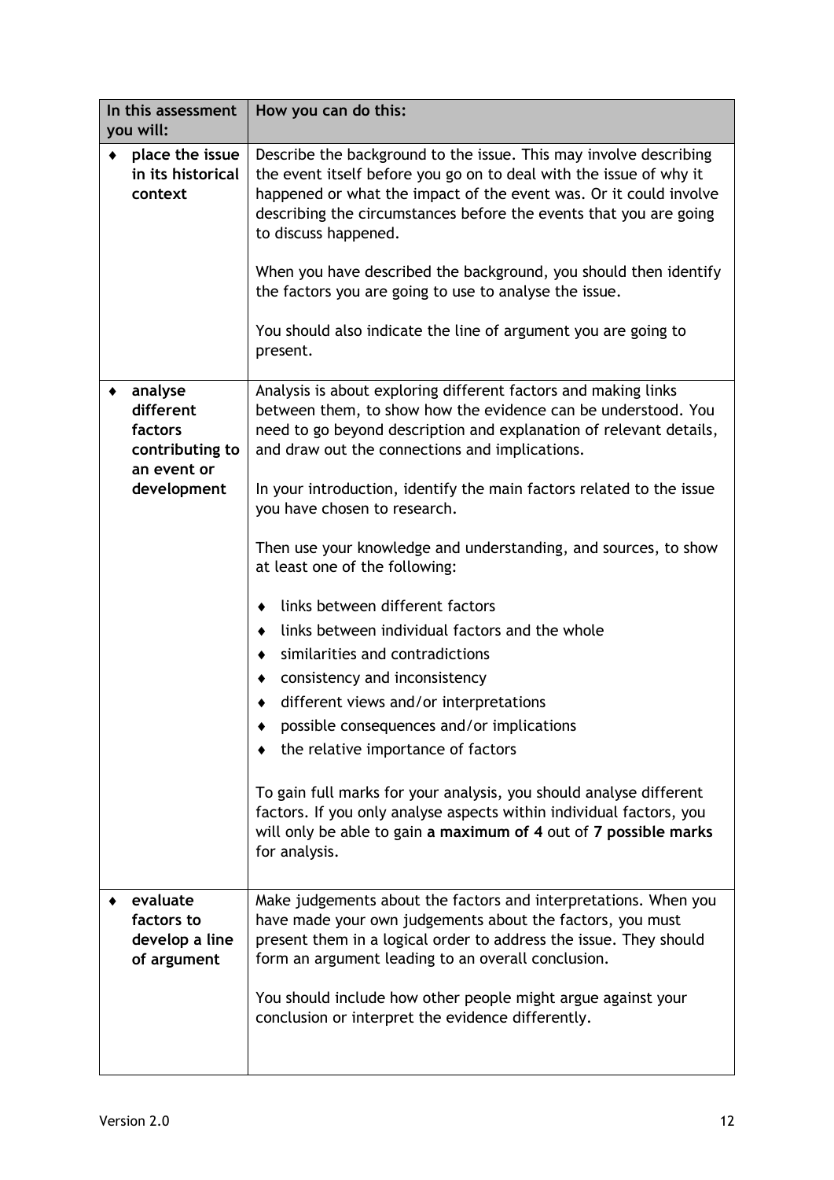| In this assessment you will: | How you can do this: |
|---|---|
| ♦ **place the issue in its historical context** | Describe the background to the issue. This may involve describing the event itself before you go on to deal with the issue of why it happened or what the impact of the event was. Or it could involve describing the circumstances before the events that you are going to discuss happened.<br><br>When you have described the background, you should then identify the factors you are going to use to analyse the issue.<br><br>You should also indicate the line of argument you are going to present. |
| ♦ **analyse different factors contributing to an event or development** | Analysis is about exploring different factors and making links between them, to show how the evidence can be understood. You need to go beyond description and explanation of relevant details, and draw out the connections and implications.<br><br>In your introduction, identify the main factors related to the issue you have chosen to research.<br><br>Then use your knowledge and understanding, and sources, to show at least one of the following:<br><br>♦ links between different factors<br>♦ links between individual factors and the whole<br>♦ similarities and contradictions<br>♦ consistency and inconsistency<br>♦ different views and/or interpretations<br>♦ possible consequences and/or implications<br>♦ the relative importance of factors<br><br>To gain full marks for your analysis, you should analyse different factors. If you only analyse aspects within individual factors, you will only be able to gain **a maximum of 4** out of **7 possible marks** for analysis. |
| ♦ **evaluate factors to develop a line of argument** | Make judgements about the factors and interpretations. When you have made your own judgements about the factors, you must present them in a logical order to address the issue. They should form an argument leading to an overall conclusion.<br><br>You should include how other people might argue against your conclusion or interpret the evidence differently. |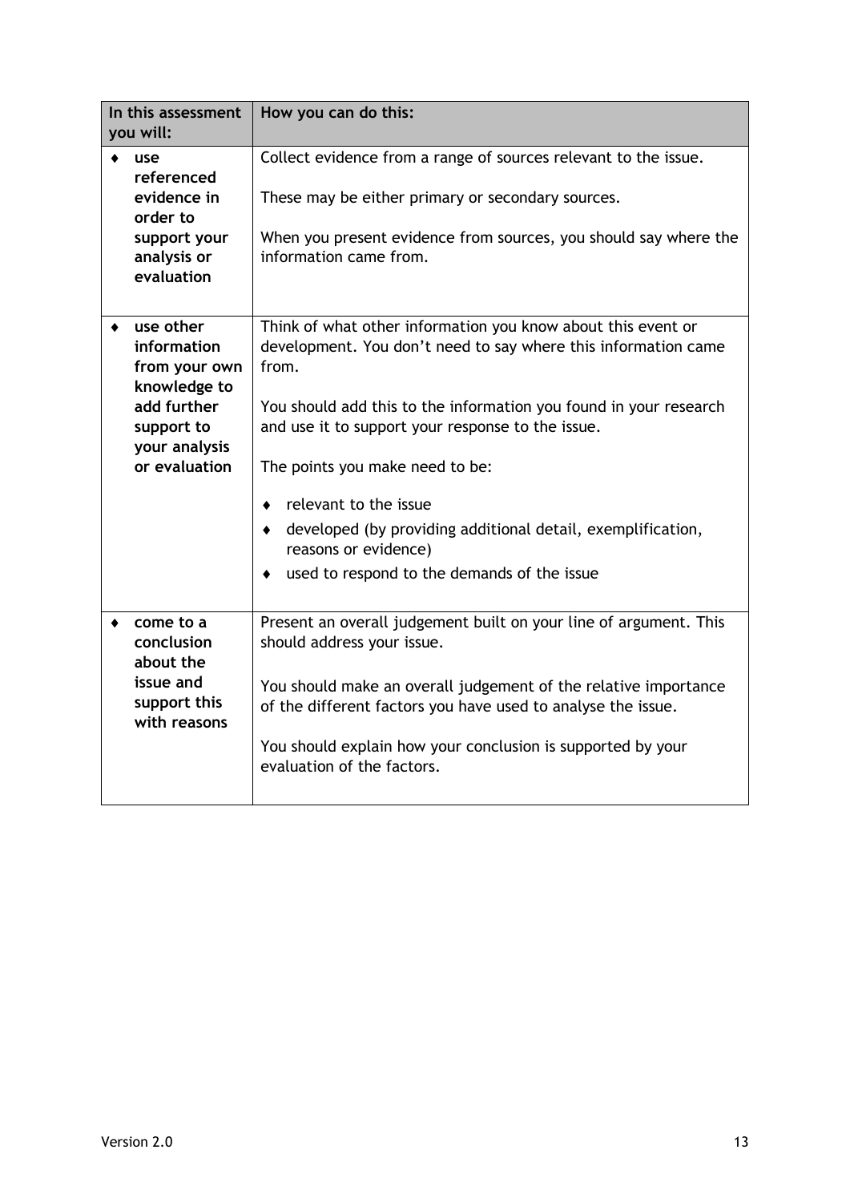| In this assessment you will: | How you can do this: |
|---|---|
| ♦ **use referenced evidence in order to support your analysis or evaluation** | Collect evidence from a range of sources relevant to the issue.<br><br>These may be either primary or secondary sources.<br><br>When you present evidence from sources, you should say where the information came from. |
| ♦ **use other information from your own knowledge to add further support to your analysis or evaluation** | Think of what other information you know about this event or development. You don't need to say where this information came from.<br><br>You should add this to the information you found in your research and use it to support your response to the issue.<br><br>The points you make need to be:<br><br>♦ relevant to the issue<br>♦ developed (by providing additional detail, exemplification, reasons or evidence)<br>♦ used to respond to the demands of the issue |
| ♦ **come to a conclusion about the issue and support this with reasons** | Present an overall judgement built on your line of argument. This should address your issue.<br><br>You should make an overall judgement of the relative importance of the different factors you have used to analyse the issue.<br><br>You should explain how your conclusion is supported by your evaluation of the factors. |

Version 2.0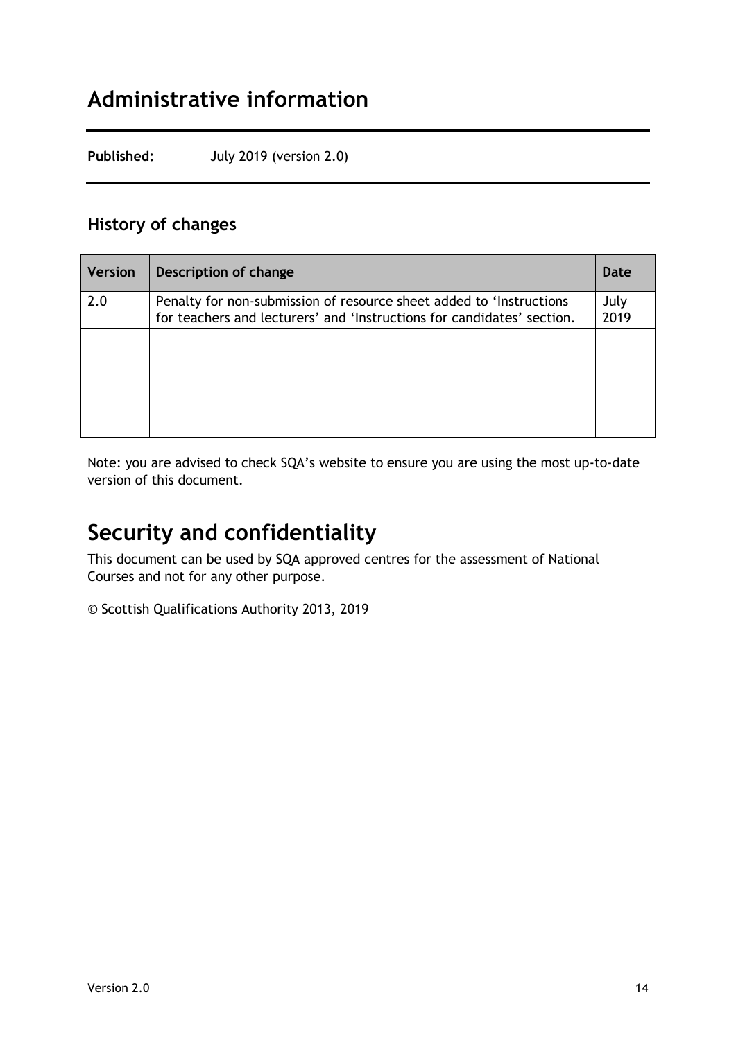# Administrative information

**Published:** July 2019 (version 2.0)

## History of changes

| Version | Description of change | Date |
|---|---|---|
| 2.0 | Penalty for non-submission of resource sheet added to 'Instructions for teachers and lecturers' and 'Instructions for candidates' section. | July 2019 |
| | | |
| | | |
| | | |

Note: you are advised to check SQA's website to ensure you are using the most up-to-date version of this document.

# Security and confidentiality

This document can be used by SQA approved centres for the assessment of National Courses and not for any other purpose.

© Scottish Qualifications Authority 2013, 2019